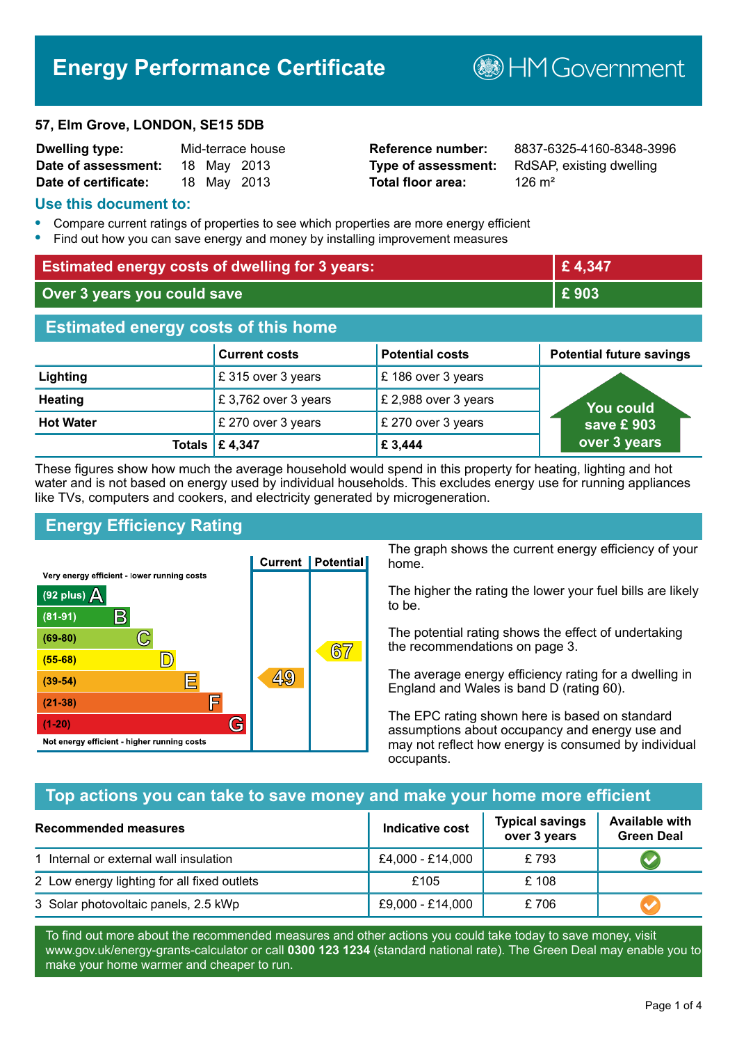# Energy Performance Certificate

HM Government

**57, Elm Grove, LONDON, SE15 5DB**

| | | | |
|---|---|---|---|
| **Dwelling type:** | Mid-terrace house | **Reference number:** | 8837-6325-4160-8348-3996 |
| **Date of assessment:** | 18 May 2013 | **Type of assessment:** | RdSAP, existing dwelling |
| **Date of certificate:** | 18 May 2013 | **Total floor area:** | 126 m² |

## Use this document to:

- Compare current ratings of properties to see which properties are more energy efficient
- Find out how you can save energy and money by installing improvement measures

| | |
|---|---|
| **Estimated energy costs of dwelling for 3 years:** | **£ 4,347** |
| **Over 3 years you could save** | **£ 903** |

## Estimated energy costs of this home

| | Current costs | Potential costs | Potential future savings |
|---|---|---|---|
| **Lighting** | £ 315 over 3 years | £ 186 over 3 years | You could save £ 903 over 3 years |
| **Heating** | £ 3,762 over 3 years | £ 2,988 over 3 years | |
| **Hot Water** | £ 270 over 3 years | £ 270 over 3 years | |
| **Totals** | **£ 4,347** | **£ 3,444** | |

These figures show how much the average household would spend in this property for heating, lighting and hot water and is not based on energy used by individual households. This excludes energy use for running appliances like TVs, computers and cookers, and electricity generated by microgeneration.

## Energy Efficiency Rating

| Rating | Current | Potential |
|---|---|---|
| Very energy efficient - lower running costs | | |
| (92 plus) A | | |
| (81-91) B | | |
| (69-80) C | | |
| (55-68) D | | 67 |
| (39-54) E | 49 | |
| (21-38) F | | |
| (1-20) G | | |
| Not energy efficient - higher running costs | | |

The graph shows the current energy efficiency of your home.

The higher the rating the lower your fuel bills are likely to be.

The potential rating shows the effect of undertaking the recommendations on page 3.

The average energy efficiency rating for a dwelling in England and Wales is band D (rating 60).

The EPC rating shown here is based on standard assumptions about occupancy and energy use and may not reflect how energy is consumed by individual occupants.

## Top actions you can take to save money and make your home more efficient

| Recommended measures | Indicative cost | Typical savings over 3 years | Available with Green Deal |
|---|---|---|---|
| 1 Internal or external wall insulation | £4,000 - £14,000 | £ 793 | ✔ |
| 2 Low energy lighting for all fixed outlets | £105 | £ 108 | |
| 3 Solar photovoltaic panels, 2.5 kWp | £9,000 - £14,000 | £ 706 | ✔ |

To find out more about the recommended measures and other actions you could take today to save money, visit www.gov.uk/energy-grants-calculator or call **0300 123 1234** (standard national rate). The Green Deal may enable you to make your home warmer and cheaper to run.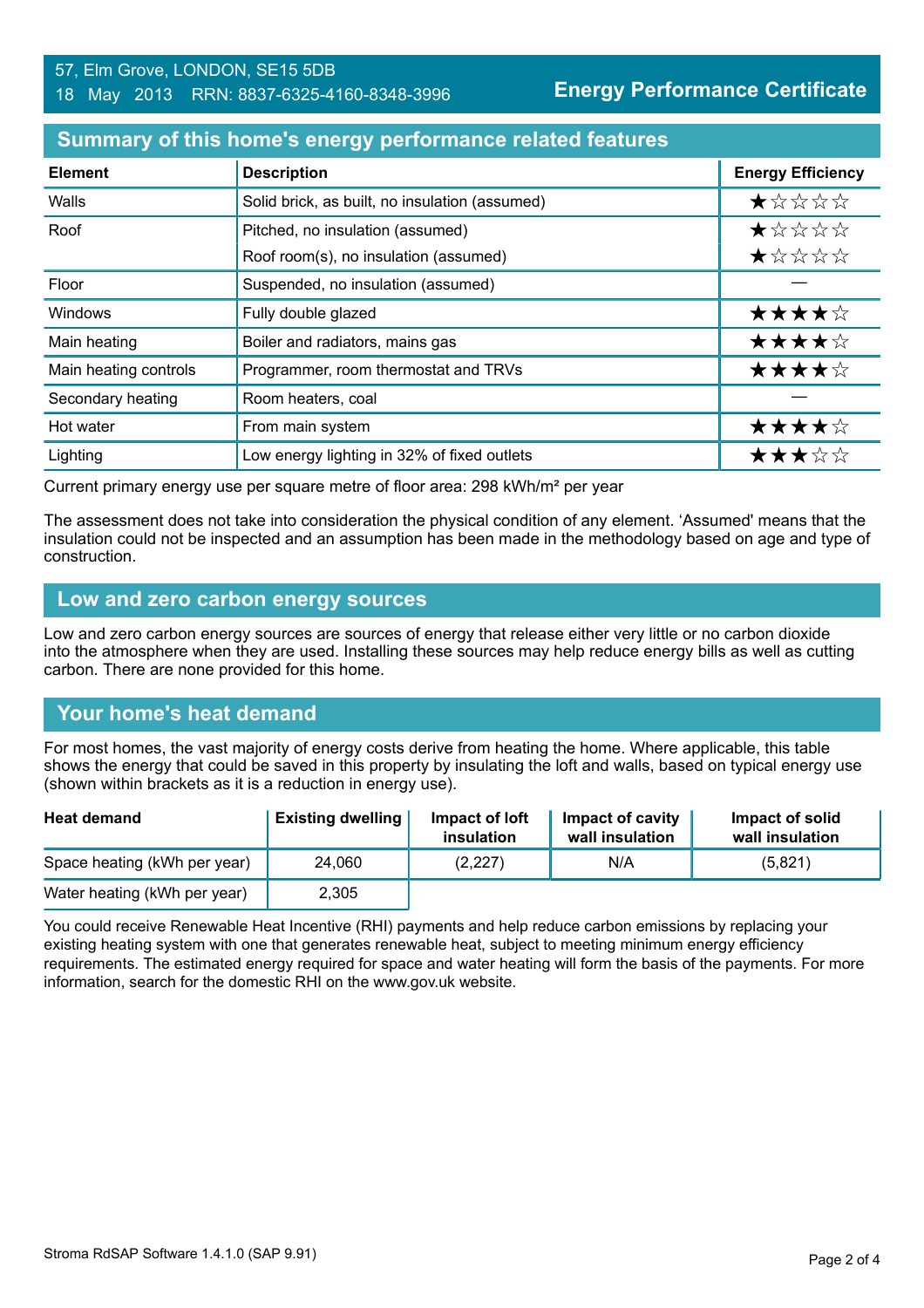57, Elm Grove, LONDON, SE15 5DB
18 May 2013 RRN: 8837-6325-4160-8348-3996

**Energy Performance Certificate**

## Summary of this home's energy performance related features

| Element | Description | Energy Efficiency |
|---|---|---|
| Walls | Solid brick, as built, no insulation (assumed) | ★☆☆☆☆ |
| Roof | Pitched, no insulation (assumed) | ★☆☆☆☆ |
| | Roof room(s), no insulation (assumed) | ★☆☆☆☆ |
| Floor | Suspended, no insulation (assumed) | — |
| Windows | Fully double glazed | ★★★★☆ |
| Main heating | Boiler and radiators, mains gas | ★★★★☆ |
| Main heating controls | Programmer, room thermostat and TRVs | ★★★★☆ |
| Secondary heating | Room heaters, coal | — |
| Hot water | From main system | ★★★★☆ |
| Lighting | Low energy lighting in 32% of fixed outlets | ★★★☆☆ |

Current primary energy use per square metre of floor area: 298 kWh/m² per year

The assessment does not take into consideration the physical condition of any element. 'Assumed' means that the insulation could not be inspected and an assumption has been made in the methodology based on age and type of construction.

## Low and zero carbon energy sources

Low and zero carbon energy sources are sources of energy that release either very little or no carbon dioxide into the atmosphere when they are used. Installing these sources may help reduce energy bills as well as cutting carbon. There are none provided for this home.

## Your home's heat demand

For most homes, the vast majority of energy costs derive from heating the home. Where applicable, this table shows the energy that could be saved in this property by insulating the loft and walls, based on typical energy use (shown within brackets as it is a reduction in energy use).

| Heat demand | Existing dwelling | Impact of loft insulation | Impact of cavity wall insulation | Impact of solid wall insulation |
|---|---|---|---|---|
| Space heating (kWh per year) | 24,060 | (2,227) | N/A | (5,821) |
| Water heating (kWh per year) | 2,305 | | | |

You could receive Renewable Heat Incentive (RHI) payments and help reduce carbon emissions by replacing your existing heating system with one that generates renewable heat, subject to meeting minimum energy efficiency requirements. The estimated energy required for space and water heating will form the basis of the payments. For more information, search for the domestic RHI on the www.gov.uk website.

Stroma RdSAP Software 1.4.1.0 (SAP 9.91)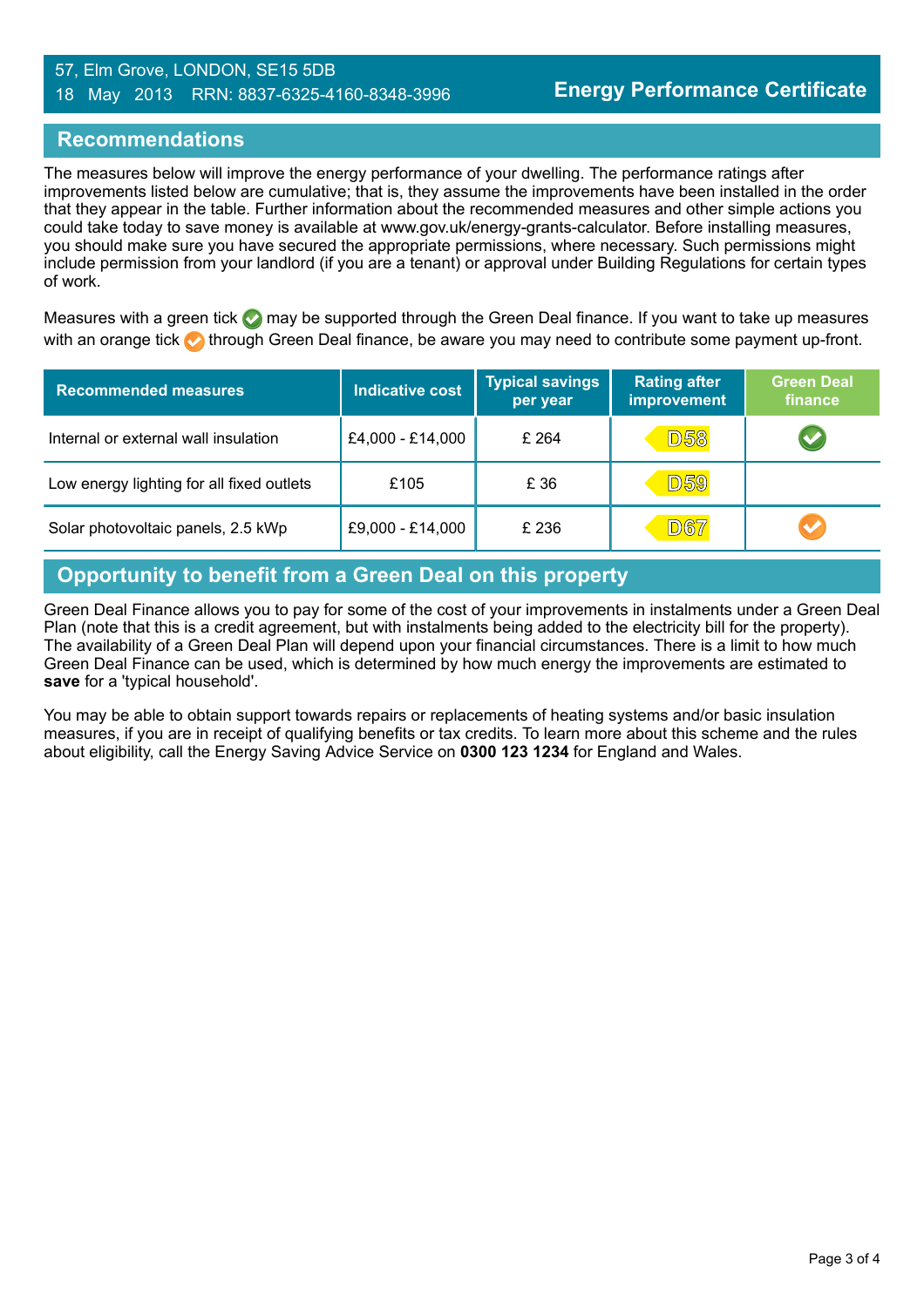57, Elm Grove, LONDON, SE15 5DB
18 May 2013 RRN: 8837-6325-4160-8348-3996

**Energy Performance Certificate**

## Recommendations

The measures below will improve the energy performance of your dwelling. The performance ratings after improvements listed below are cumulative; that is, they assume the improvements have been installed in the order that they appear in the table. Further information about the recommended measures and other simple actions you could take today to save money is available at www.gov.uk/energy-grants-calculator. Before installing measures, you should make sure you have secured the appropriate permissions, where necessary. Such permissions might include permission from your landlord (if you are a tenant) or approval under Building Regulations for certain types of work.

Measures with a green tick ✔ may be supported through the Green Deal finance. If you want to take up measures with an orange tick ✔ through Green Deal finance, be aware you may need to contribute some payment up-front.

| Recommended measures | Indicative cost | Typical savings per year | Rating after improvement | Green Deal finance |
|---|---|---|---|---|
| Internal or external wall insulation | £4,000 - £14,000 | £ 264 | D58 | ✔ (green) |
| Low energy lighting for all fixed outlets | £105 | £ 36 | D59 | |
| Solar photovoltaic panels, 2.5 kWp | £9,000 - £14,000 | £ 236 | D67 | ✔ (orange) |

## Opportunity to benefit from a Green Deal on this property

Green Deal Finance allows you to pay for some of the cost of your improvements in instalments under a Green Deal Plan (note that this is a credit agreement, but with instalments being added to the electricity bill for the property). The availability of a Green Deal Plan will depend upon your financial circumstances. There is a limit to how much Green Deal Finance can be used, which is determined by how much energy the improvements are estimated to **save** for a 'typical household'.

You may be able to obtain support towards repairs or replacements of heating systems and/or basic insulation measures, if you are in receipt of qualifying benefits or tax credits. To learn more about this scheme and the rules about eligibility, call the Energy Saving Advice Service on **0300 123 1234** for England and Wales.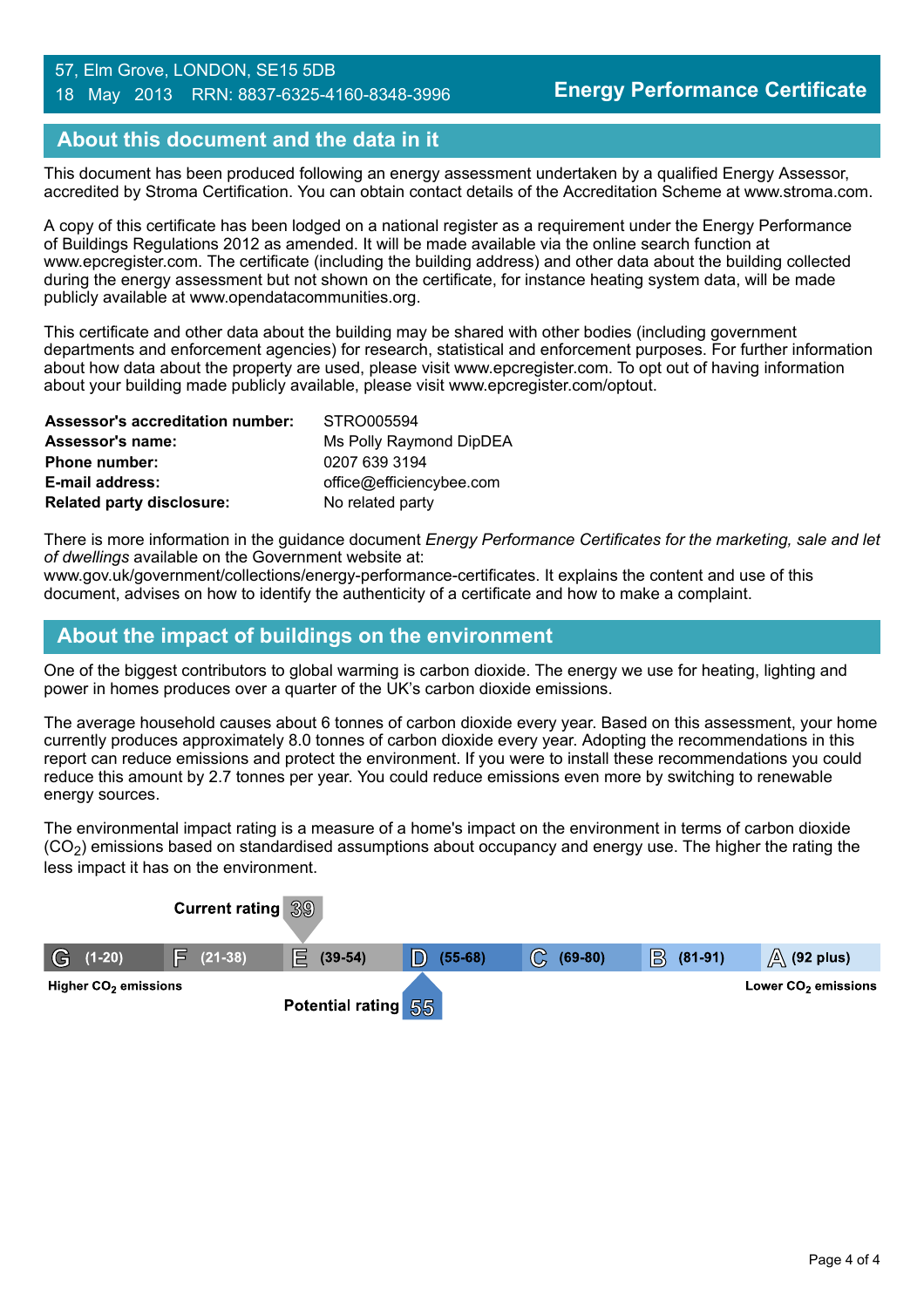57, Elm Grove, LONDON, SE15 5DB
18 May 2013 RRN: 8837-6325-4160-8348-3996

**Energy Performance Certificate**

## About this document and the data in it

This document has been produced following an energy assessment undertaken by a qualified Energy Assessor, accredited by Stroma Certification. You can obtain contact details of the Accreditation Scheme at www.stroma.com.

A copy of this certificate has been lodged on a national register as a requirement under the Energy Performance of Buildings Regulations 2012 as amended. It will be made available via the online search function at www.epcregister.com. The certificate (including the building address) and other data about the building collected during the energy assessment but not shown on the certificate, for instance heating system data, will be made publicly available at www.opendatacommunities.org.

This certificate and other data about the building may be shared with other bodies (including government departments and enforcement agencies) for research, statistical and enforcement purposes. For further information about how data about the property are used, please visit www.epcregister.com. To opt out of having information about your building made publicly available, please visit www.epcregister.com/optout.

| | |
|---|---|
| **Assessor's accreditation number:** | STRO005594 |
| **Assessor's name:** | Ms Polly Raymond DipDEA |
| **Phone number:** | 0207 639 3194 |
| **E-mail address:** | office@efficiencybee.com |
| **Related party disclosure:** | No related party |

There is more information in the guidance document *Energy Performance Certificates for the marketing, sale and let of dwellings* available on the Government website at: www.gov.uk/government/collections/energy-performance-certificates. It explains the content and use of this document, advises on how to identify the authenticity of a certificate and how to make a complaint.

## About the impact of buildings on the environment

One of the biggest contributors to global warming is carbon dioxide. The energy we use for heating, lighting and power in homes produces over a quarter of the UK's carbon dioxide emissions.

The average household causes about 6 tonnes of carbon dioxide every year. Based on this assessment, your home currently produces approximately 8.0 tonnes of carbon dioxide every year. Adopting the recommendations in this report can reduce emissions and protect the environment. If you were to install these recommendations you could reduce this amount by 2.7 tonnes per year. You could reduce emissions even more by switching to renewable energy sources.

The environmental impact rating is a measure of a home's impact on the environment in terms of carbon dioxide ($CO_2$) emissions based on standardised assumptions about occupancy and energy use. The higher the rating the less impact it has on the environment.

Current rating 39

G (1-20)
F (21-38)
E (39-54)
D (55-68)
C (69-80)
B (81-91)
A (92 plus)

Higher $CO_2$ emissions
Lower $CO_2$ emissions

Potential rating 55